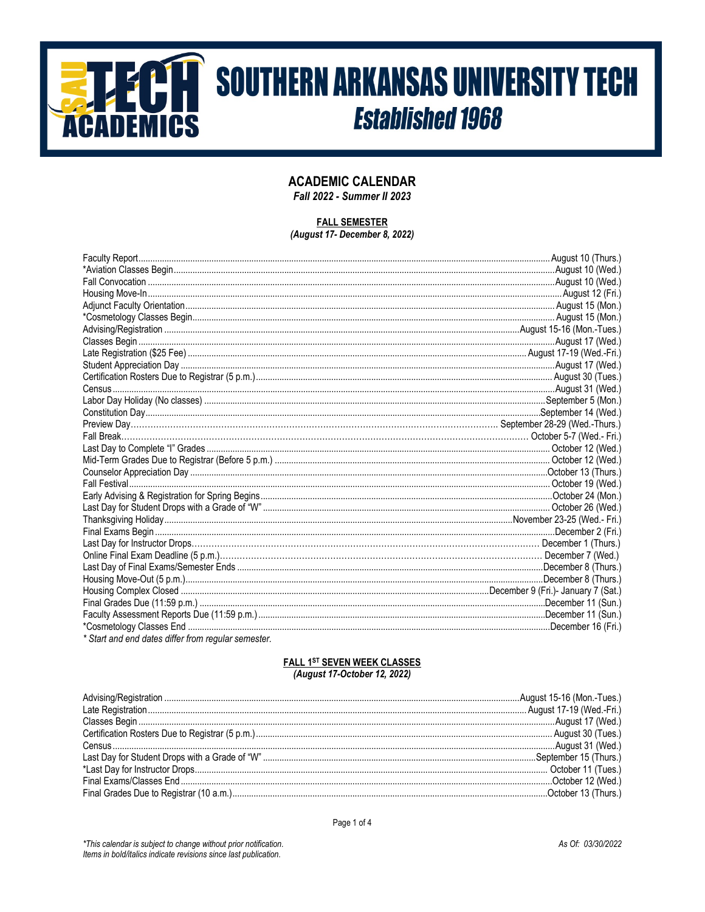# SOUTHERN ARKANSAS UNIVERSITY TECH

*Established 1968*

SAU TECH ACADEMICS

## ACADEMIC CALENDAR

***Fall 2022 - Summer II 2023***

### FALL SEMESTER

***(August 17- December 8, 2022)***

| | |
|---|---|
| Faculty Report | August 10 (Thurs.) |
| *Aviation Classes Begin | August 10 (Wed.) |
| Fall Convocation | August 10 (Wed.) |
| Housing Move-In | August 12 (Fri.) |
| Adjunct Faculty Orientation | August 15 (Mon.) |
| *Cosmetology Classes Begin | August 15 (Mon.) |
| Advising/Registration | August 15-16 (Mon.-Tues.) |
| Classes Begin | August 17 (Wed.) |
| Late Registration ($25 Fee) | August 17-19 (Wed.-Fri.) |
| Student Appreciation Day | August 17 (Wed.) |
| Certification Rosters Due to Registrar (5 p.m.) | August 30 (Tues.) |
| Census | August 31 (Wed.) |
| Labor Day Holiday (No classes) | September 5 (Mon.) |
| Constitution Day | September 14 (Wed.) |
| Preview Day | September 28-29 (Wed.-Thurs.) |
| Fall Break | October 5-7 (Wed.- Fri.) |
| Last Day to Complete "I" Grades | October 12 (Wed.) |
| Mid-Term Grades Due to Registrar (Before 5 p.m.) | October 12 (Wed.) |
| Counselor Appreciation Day | October 13 (Thurs.) |
| Fall Festival | October 19 (Wed.) |
| Early Advising & Registration for Spring Begins | October 24 (Mon.) |
| Last Day for Student Drops with a Grade of "W" | October 26 (Wed.) |
| Thanksgiving Holiday | November 23-25 (Wed.- Fri.) |
| Final Exams Begin | December 2 (Fri.) |
| Last Day for Instructor Drops | December 1 (Thurs.) |
| Online Final Exam Deadline (5 p.m.) | December 7 (Wed.) |
| Last Day of Final Exams/Semester Ends | December 8 (Thurs.) |
| Housing Move-Out (5 p.m.) | December 8 (Thurs.) |
| Housing Complex Closed | December 9 (Fri.)- January 7 (Sat.) |
| Final Grades Due (11:59 p.m.) | December 11 (Sun.) |
| Faculty Assessment Reports Due (11:59 p.m.) | December 11 (Sun.) |
| *Cosmetology Classes End | December 16 (Fri.) |

*\* Start and end dates differ from regular semester.*

### FALL 1ST SEVEN WEEK CLASSES

***(August 17-October 12, 2022)***

| | |
|---|---|
| Advising/Registration | August 15-16 (Mon.-Tues.) |
| Late Registration | August 17-19 (Wed.-Fri.) |
| Classes Begin | August 17 (Wed.) |
| Certification Rosters Due to Registrar (5 p.m.) | August 30 (Tues.) |
| Census | August 31 (Wed.) |
| Last Day for Student Drops with a Grade of "W" | September 15 (Thurs.) |
| *Last Day for Instructor Drops | October 11 (Tues.) |
| Final Exams/Classes End | October 12 (Wed.) |
| Final Grades Due to Registrar (10 a.m.) | October 13 (Thurs.) |

*\*This calendar is subject to change without prior notification.*
*Items in bold/italics indicate revisions since last publication.*

*As Of: 03/30/2022*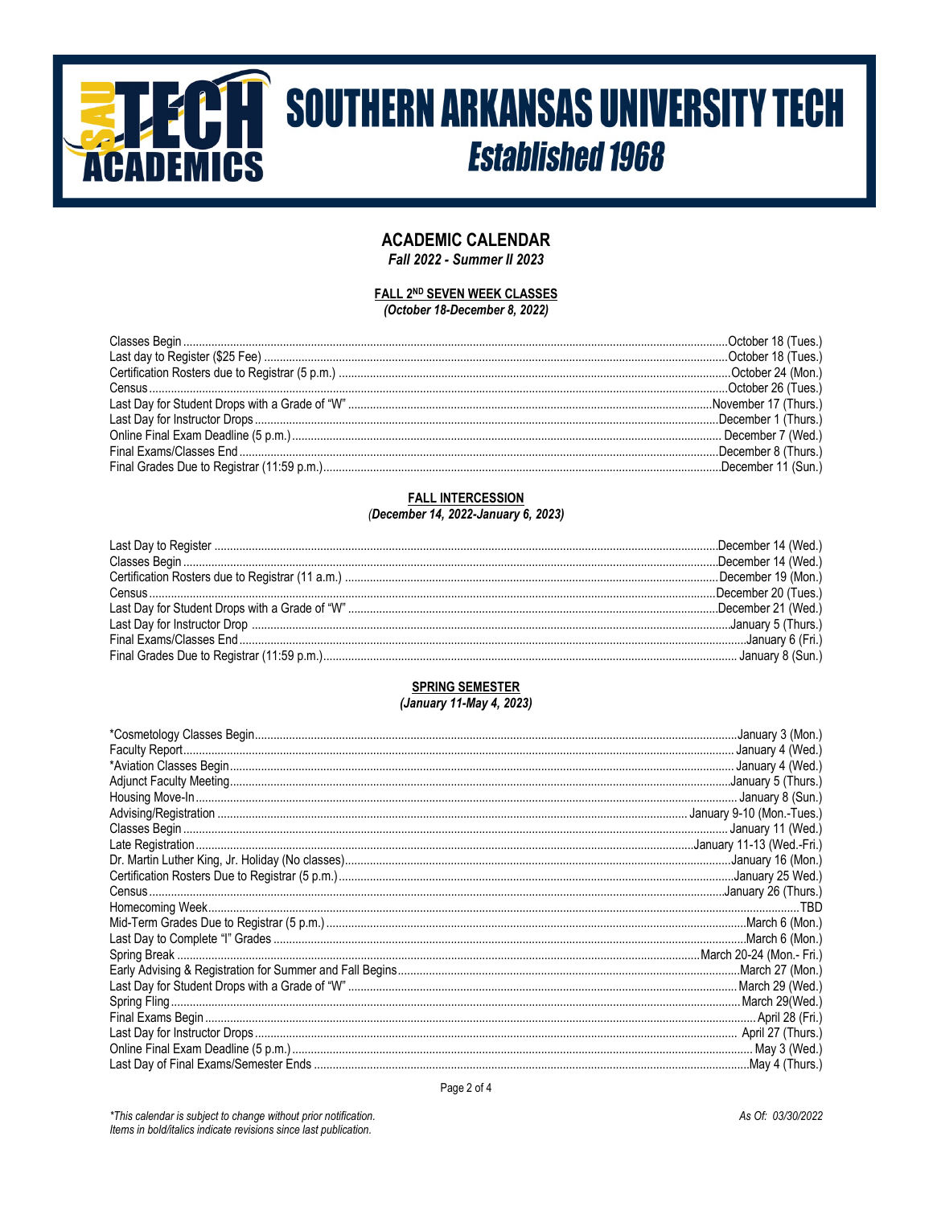# SOUTHERN ARKANSAS UNIVERSITY TECH

*Established 1968*

## ACADEMIC CALENDAR

*Fall 2022 - Summer II 2023*

### FALL 2ND SEVEN WEEK CLASSES

*(October 18-December 8, 2022)*

| | |
|---|---|
| Classes Begin | October 18 (Tues.) |
| Last day to Register ($25 Fee) | October 18 (Tues.) |
| Certification Rosters due to Registrar (5 p.m.) | October 24 (Mon.) |
| Census | October 26 (Tues.) |
| Last Day for Student Drops with a Grade of "W" | November 17 (Thurs.) |
| Last Day for Instructor Drops | December 1 (Thurs.) |
| Online Final Exam Deadline (5 p.m.) | December 7 (Wed.) |
| Final Exams/Classes End | December 8 (Thurs.) |
| Final Grades Due to Registrar (11:59 p.m.) | December 11 (Sun.) |

### FALL INTERCESSION

*(December 14, 2022-January 6, 2023)*

| | |
|---|---|
| Last Day to Register | December 14 (Wed.) |
| Classes Begin | December 14 (Wed.) |
| Certification Rosters due to Registrar (11 a.m.) | December 19 (Mon.) |
| Census | December 20 (Tues.) |
| Last Day for Student Drops with a Grade of "W" | December 21 (Wed.) |
| Last Day for Instructor Drop | January 5 (Thurs.) |
| Final Exams/Classes End | January 6 (Fri.) |
| Final Grades Due to Registrar (11:59 p.m.) | January 8 (Sun.) |

### SPRING SEMESTER

*(January 11-May 4, 2023)*

| | |
|---|---|
| *Cosmetology Classes Begin | January 3 (Mon.) |
| Faculty Report | January 4 (Wed.) |
| *Aviation Classes Begin | January 4 (Wed.) |
| Adjunct Faculty Meeting | January 5 (Thurs.) |
| Housing Move-In | January 8 (Sun.) |
| Advising/Registration | January 9-10 (Mon.-Tues.) |
| Classes Begin | January 11 (Wed.) |
| Late Registration | January 11-13 (Wed.-Fri.) |
| Dr. Martin Luther King, Jr. Holiday (No classes) | January 16 (Mon.) |
| Certification Rosters Due to Registrar (5 p.m.) | January 25 Wed.) |
| Census | January 26 (Thurs.) |
| Homecoming Week | TBD |
| Mid-Term Grades Due to Registrar (5 p.m.) | March 6 (Mon.) |
| Last Day to Complete "I" Grades | March 6 (Mon.) |
| Spring Break | March 20-24 (Mon.- Fri.) |
| Early Advising & Registration for Summer and Fall Begins | March 27 (Mon.) |
| Last Day for Student Drops with a Grade of "W" | March 29 (Wed.) |
| Spring Fling | March 29(Wed.) |
| Final Exams Begin | April 28 (Fri.) |
| Last Day for Instructor Drops | April 27 (Thurs.) |
| Online Final Exam Deadline (5 p.m.) | May 3 (Wed.) |
| Last Day of Final Exams/Semester Ends | May 4 (Thurs.) |

*\*This calendar is subject to change without prior notification.*
*Items in bold/italics indicate revisions since last publication.*

*As Of: 03/30/2022*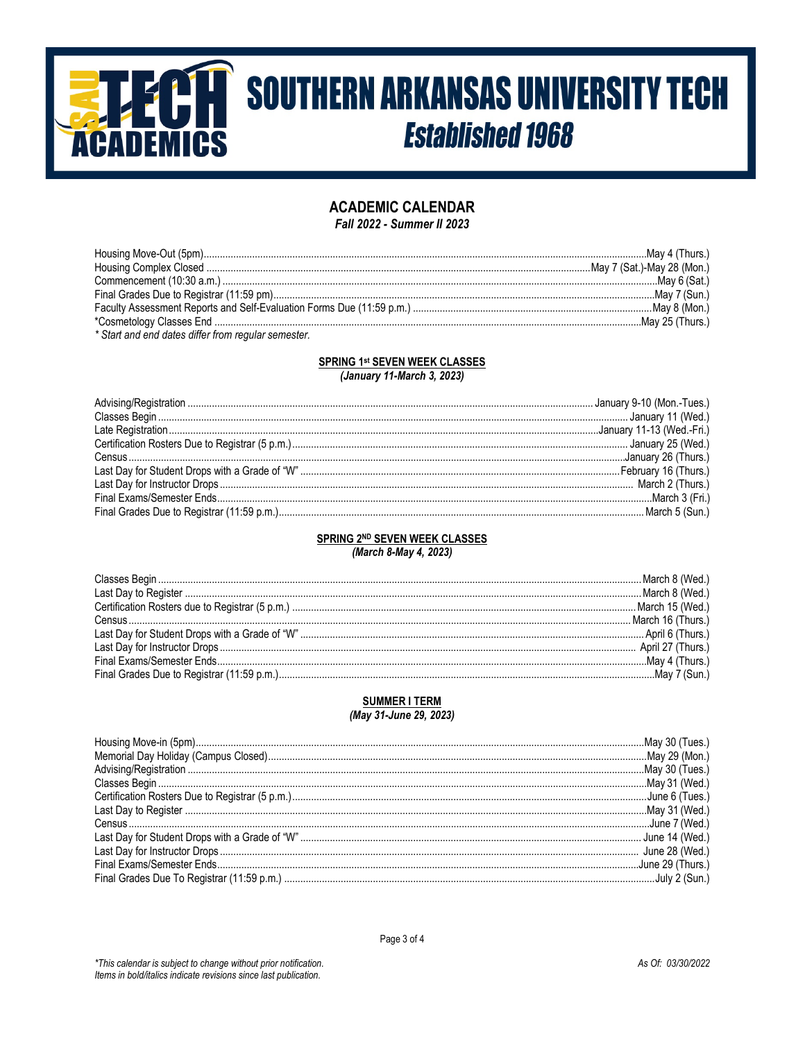# SOUTHERN ARKANSAS UNIVERSITY TECH

*Established 1968*

## ACADEMIC CALENDAR

***Fall 2022 - Summer II 2023***

| | |
|---|---|
| Housing Move-Out (5pm) | May 4 (Thurs.) |
| Housing Complex Closed | May 7 (Sat.)-May 28 (Mon.) |
| Commencement (10:30 a.m.) | May 6 (Sat.) |
| Final Grades Due to Registrar (11:59 pm) | May 7 (Sun.) |
| Faculty Assessment Reports and Self-Evaluation Forms Due (11:59 p.m.) | May 8 (Mon.) |
| *Cosmetology Classes End | May 25 (Thurs.) |

*\* Start and end dates differ from regular semester.*

### SPRING 1st SEVEN WEEK CLASSES

*(January 11-March 3, 2023)*

| | |
|---|---|
| Advising/Registration | January 9-10 (Mon.-Tues.) |
| Classes Begin | January 11 (Wed.) |
| Late Registration | January 11-13 (Wed.-Fri.) |
| Certification Rosters Due to Registrar (5 p.m.) | January 25 (Wed.) |
| Census | January 26 (Thurs.) |
| Last Day for Student Drops with a Grade of "W" | February 16 (Thurs.) |
| Last Day for Instructor Drops | March 2 (Thurs.) |
| Final Exams/Semester Ends | March 3 (Fri.) |
| Final Grades Due to Registrar (11:59 p.m.) | March 5 (Sun.) |

### SPRING 2ND SEVEN WEEK CLASSES

*(March 8-May 4, 2023)*

| | |
|---|---|
| Classes Begin | March 8 (Wed.) |
| Last Day to Register | March 8 (Wed.) |
| Certification Rosters due to Registrar (5 p.m.) | March 15 (Wed.) |
| Census | March 16 (Thurs.) |
| Last Day for Student Drops with a Grade of "W" | April 6 (Thurs.) |
| Last Day for Instructor Drops | April 27 (Thurs.) |
| Final Exams/Semester Ends | May 4 (Thurs.) |
| Final Grades Due to Registrar (11:59 p.m.) | May 7 (Sun.) |

### SUMMER I TERM

*(May 31-June 29, 2023)*

| | |
|---|---|
| Housing Move-in (5pm) | May 30 (Tues.) |
| Memorial Day Holiday (Campus Closed) | May 29 (Mon.) |
| Advising/Registration | May 30 (Tues.) |
| Classes Begin | May 31 (Wed.) |
| Certification Rosters Due to Registrar (5 p.m.) | June 6 (Tues.) |
| Last Day to Register | May 31 (Wed.) |
| Census | June 7 (Wed.) |
| Last Day for Student Drops with a Grade of "W" | June 14 (Wed.) |
| Last Day for Instructor Drops | June 28 (Wed.) |
| Final Exams/Semester Ends | June 29 (Thurs.) |
| Final Grades Due To Registrar (11:59 p.m.) | July 2 (Sun.) |

*\*This calendar is subject to change without prior notification.*
*Items in bold/italics indicate revisions since last publication.*

*As Of: 03/30/2022*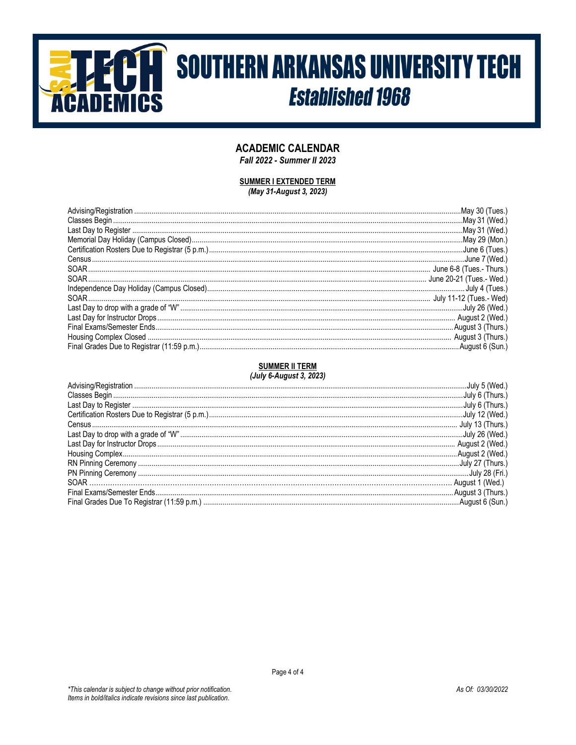# SOUTHERN ARKANSAS UNIVERSITY TECH

*Established 1968*

## ACADEMIC CALENDAR

***Fall 2022 - Summer II 2023***

### SUMMER I EXTENDED TERM

***(May 31-August 3, 2023)***

| | |
|---|---|
| Advising/Registration | May 30 (Tues.) |
| Classes Begin | May 31 (Wed.) |
| Last Day to Register | May 31 (Wed.) |
| Memorial Day Holiday (Campus Closed) | May 29 (Mon.) |
| Certification Rosters Due to Registrar (5 p.m.) | June 6 (Tues.) |
| Census | June 7 (Wed.) |
| SOAR | June 6-8 (Tues.- Thurs.) |
| SOAR | June 20-21 (Tues.- Wed.) |
| Independence Day Holiday (Campus Closed) | July 4 (Tues.) |
| SOAR | July 11-12 (Tues.- Wed) |
| Last Day to drop with a grade of "W" | July 26 (Wed.) |
| Last Day for Instructor Drops | August 2 (Wed.) |
| Final Exams/Semester Ends | August 3 (Thurs.) |
| Housing Complex Closed | August 3 (Thurs.) |
| Final Grades Due to Registrar (11:59 p.m.) | August 6 (Sun.) |

### SUMMER II TERM

***(July 6-August 3, 2023)***

| | |
|---|---|
| Advising/Registration | July 5 (Wed.) |
| Classes Begin | July 6 (Thurs.) |
| Last Day to Register | July 6 (Thurs.) |
| Certification Rosters Due to Registrar (5 p.m.) | July 12 (Wed.) |
| Census | July 13 (Thurs.) |
| Last Day to drop with a grade of "W" | July 26 (Wed.) |
| Last Day for Instructor Drops | August 2 (Wed.) |
| Housing Complex | August 2 (Wed.) |
| RN Pinning Ceremony | July 27 (Thurs.) |
| PN Pinning Ceremony | July 28 (Fri.) |
| SOAR | August 1 (Wed.) |
| Final Exams/Semester Ends | August 3 (Thurs.) |
| Final Grades Due To Registrar (11:59 p.m.) | August 6 (Sun.) |

*\*This calendar is subject to change without prior notification.*
*Items in bold/italics indicate revisions since last publication.*

*As Of: 03/30/2022*